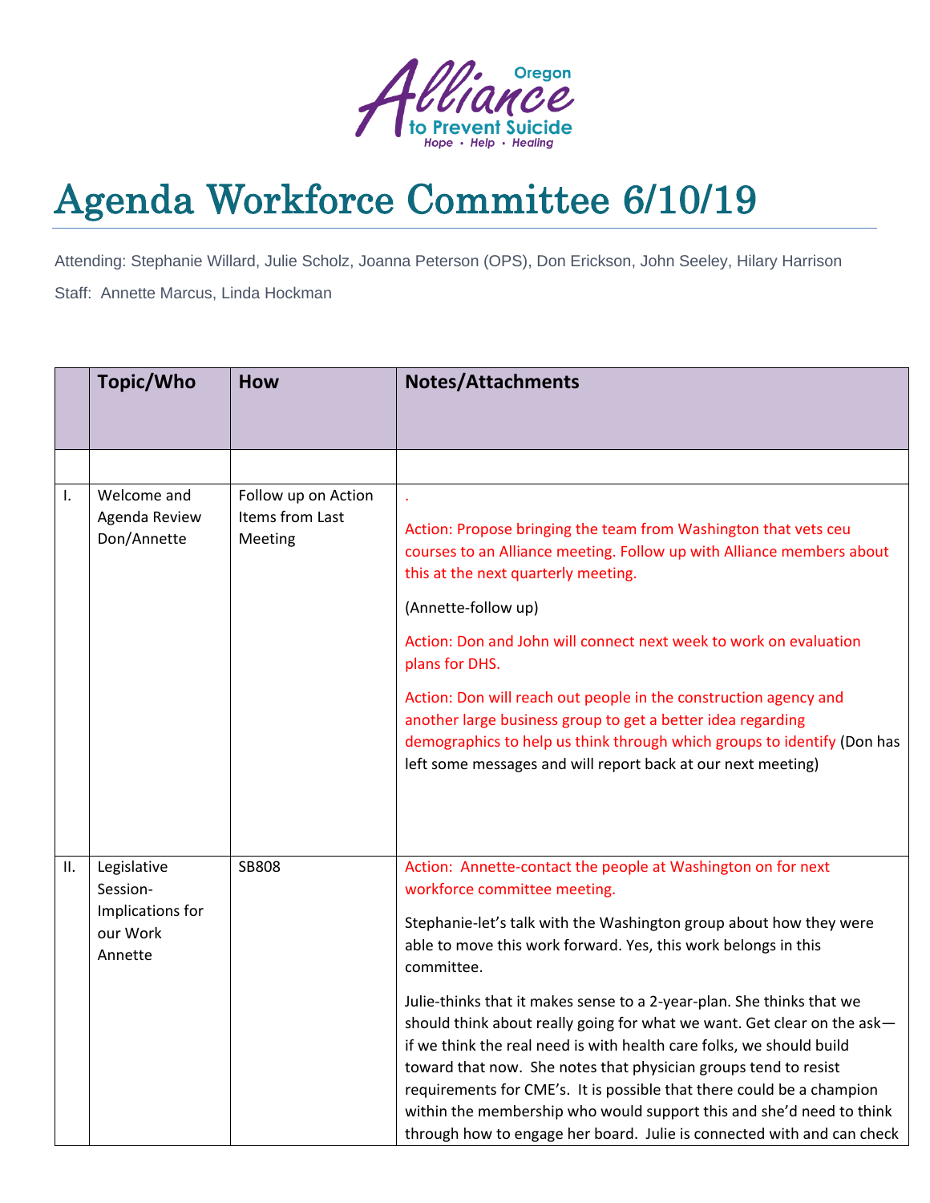Oregon Alliance to Prevent Suicide
*Hope • Help • Healing*

# Agenda Workforce Committee 6/10/19

Attending: Stephanie Willard, Julie Scholz, Joanna Peterson (OPS), Don Erickson, John Seeley, Hilary Harrison

Staff: Annette Marcus, Linda Hockman

| | Topic/Who | How | Notes/Attachments |
|---|---|---|---|
| | | | |
| I. | Welcome and Agenda Review Don/Annette | Follow up on Action Items from Last Meeting | . <br><br> Action: Propose bringing the team from Washington that vets ceu courses to an Alliance meeting. Follow up with Alliance members about this at the next quarterly meeting. <br><br> (Annette-follow up) <br><br> Action: Don and John will connect next week to work on evaluation plans for DHS. <br><br> Action: Don will reach out people in the construction agency and another large business group to get a better idea regarding demographics to help us think through which groups to identify (Don has left some messages and will report back at our next meeting) |
| II. | Legislative Session-Implications for our Work Annette | SB808 | Action: Annette-contact the people at Washington on for next workforce committee meeting. <br><br> Stephanie-let's talk with the Washington group about how they were able to move this work forward. Yes, this work belongs in this committee. <br><br> Julie-thinks that it makes sense to a 2-year-plan. She thinks that we should think about really going for what we want. Get clear on the ask—if we think the real need is with health care folks, we should build toward that now. She notes that physician groups tend to resist requirements for CME's. It is possible that there could be a champion within the membership who would support this and she'd need to think through how to engage her board. Julie is connected with and can check |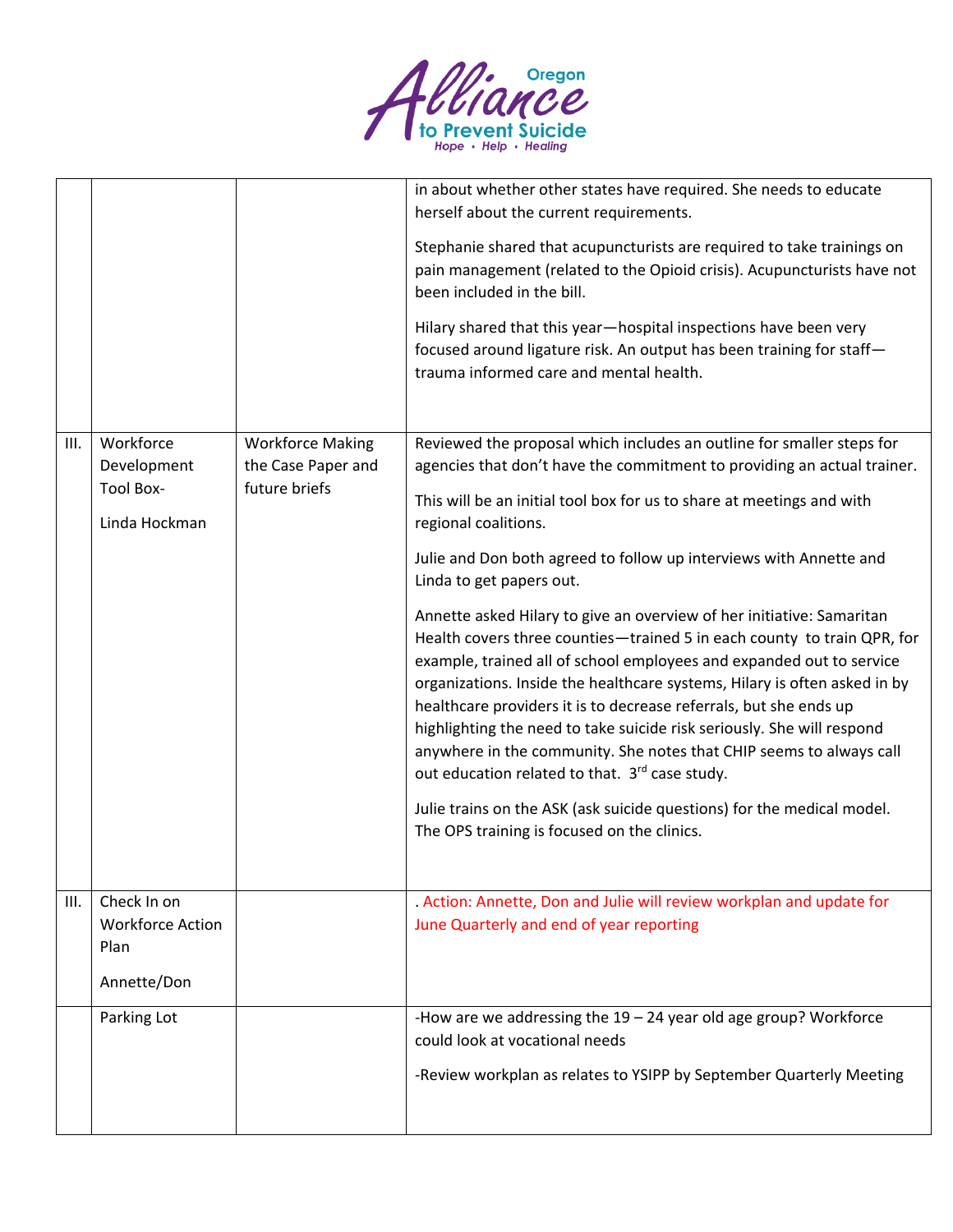| | | | |
|---|---|---|---|
| | | | in about whether other states have required. She needs to educate herself about the current requirements.<br><br>Stephanie shared that acupuncturists are required to take trainings on pain management (related to the Opioid crisis). Acupuncturists have not been included in the bill.<br><br>Hilary shared that this year—hospital inspections have been very focused around ligature risk. An output has been training for staff—trauma informed care and mental health. |
| III. | Workforce Development Tool Box-<br><br>Linda Hockman | Workforce Making the Case Paper and future briefs | Reviewed the proposal which includes an outline for smaller steps for agencies that don't have the commitment to providing an actual trainer.<br><br>This will be an initial tool box for us to share at meetings and with regional coalitions.<br><br>Julie and Don both agreed to follow up interviews with Annette and Linda to get papers out.<br><br>Annette asked Hilary to give an overview of her initiative: Samaritan Health covers three counties—trained 5 in each county to train QPR, for example, trained all of school employees and expanded out to service organizations. Inside the healthcare systems, Hilary is often asked in by healthcare providers it is to decrease referrals, but she ends up highlighting the need to take suicide risk seriously. She will respond anywhere in the community. She notes that CHIP seems to always call out education related to that. 3rd case study.<br><br>Julie trains on the ASK (ask suicide questions) for the medical model. The OPS training is focused on the clinics. |
| III. | Check In on Workforce Action Plan<br><br>Annette/Don | | . Action: Annette, Don and Julie will review workplan and update for June Quarterly and end of year reporting |
| | Parking Lot | | -How are we addressing the 19 – 24 year old age group? Workforce could look at vocational needs<br><br>-Review workplan as relates to YSIPP by September Quarterly Meeting |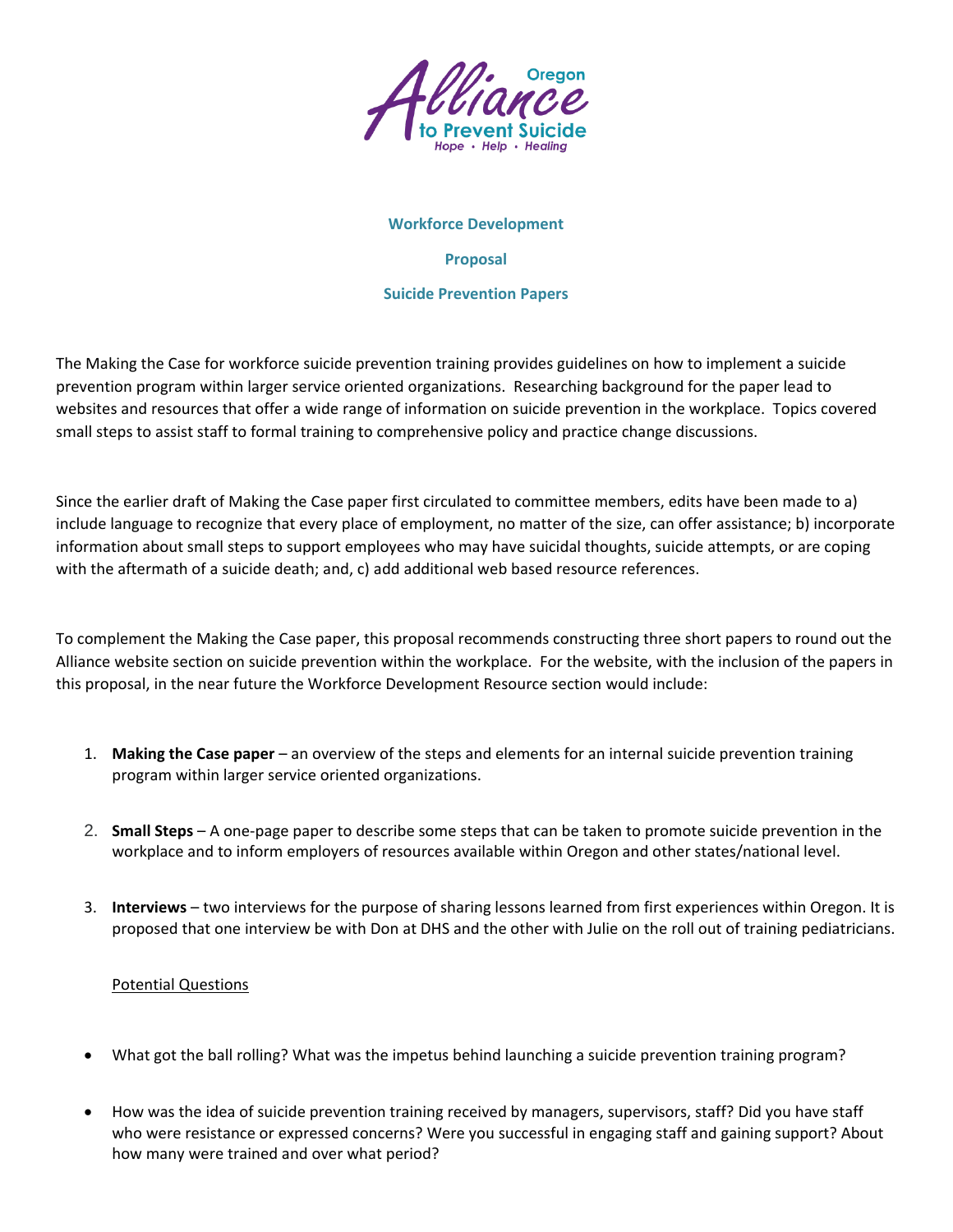Oregon Alliance to Prevent Suicide
*Hope • Help • Healing*

## Workforce Development

## Proposal

## Suicide Prevention Papers

The Making the Case for workforce suicide prevention training provides guidelines on how to implement a suicide prevention program within larger service oriented organizations. Researching background for the paper lead to websites and resources that offer a wide range of information on suicide prevention in the workplace. Topics covered small steps to assist staff to formal training to comprehensive policy and practice change discussions.

Since the earlier draft of Making the Case paper first circulated to committee members, edits have been made to a) include language to recognize that every place of employment, no matter of the size, can offer assistance; b) incorporate information about small steps to support employees who may have suicidal thoughts, suicide attempts, or are coping with the aftermath of a suicide death; and, c) add additional web based resource references.

To complement the Making the Case paper, this proposal recommends constructing three short papers to round out the Alliance website section on suicide prevention within the workplace. For the website, with the inclusion of the papers in this proposal, in the near future the Workforce Development Resource section would include:

1. **Making the Case paper** – an overview of the steps and elements for an internal suicide prevention training program within larger service oriented organizations.

2. **Small Steps** – A one-page paper to describe some steps that can be taken to promote suicide prevention in the workplace and to inform employers of resources available within Oregon and other states/national level.

3. **Interviews** – two interviews for the purpose of sharing lessons learned from first experiences within Oregon. It is proposed that one interview be with Don at DHS and the other with Julie on the roll out of training pediatricians.

   <u>Potential Questions</u>

   - What got the ball rolling? What was the impetus behind launching a suicide prevention training program?

   - How was the idea of suicide prevention training received by managers, supervisors, staff? Did you have staff who were resistance or expressed concerns? Were you successful in engaging staff and gaining support? About how many were trained and over what period?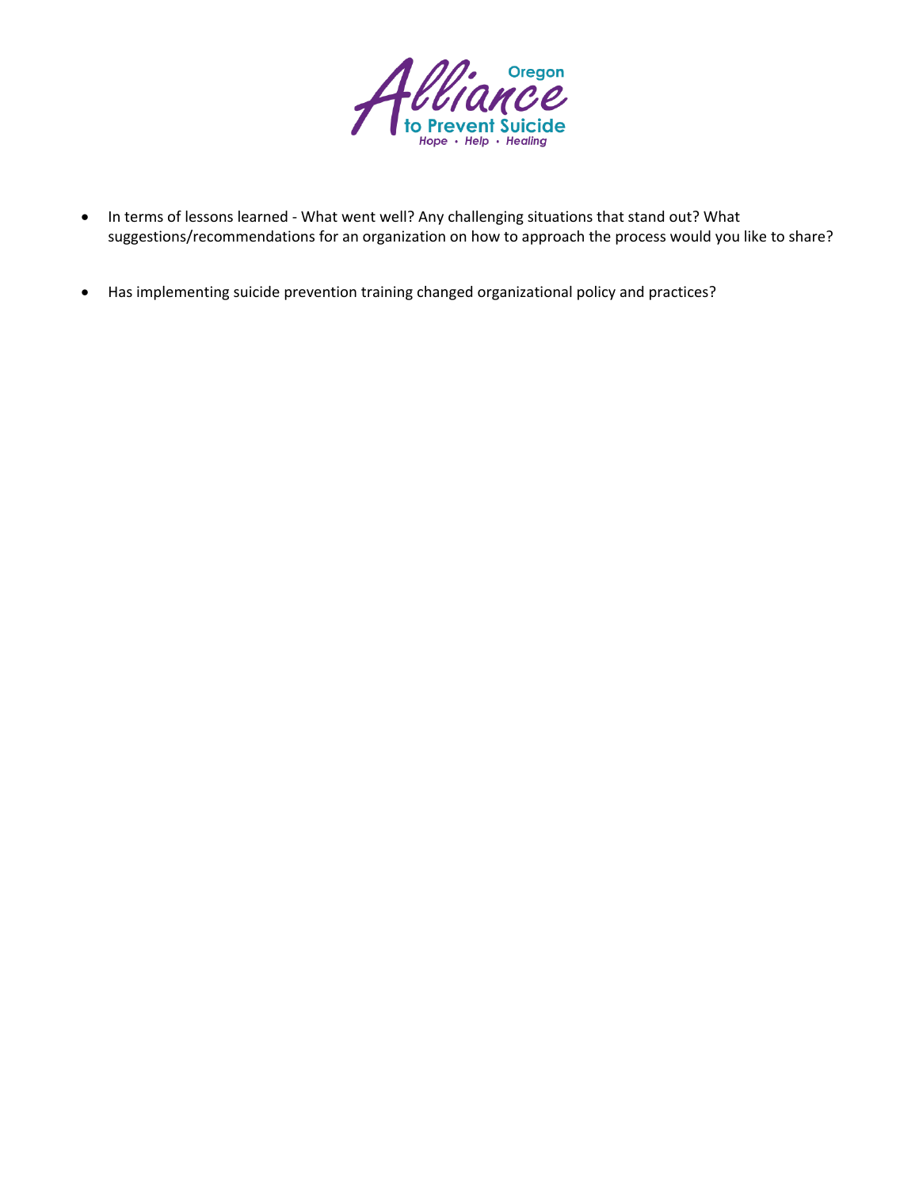- In terms of lessons learned - What went well? Any challenging situations that stand out? What suggestions/recommendations for an organization on how to approach the process would you like to share?

- Has implementing suicide prevention training changed organizational policy and practices?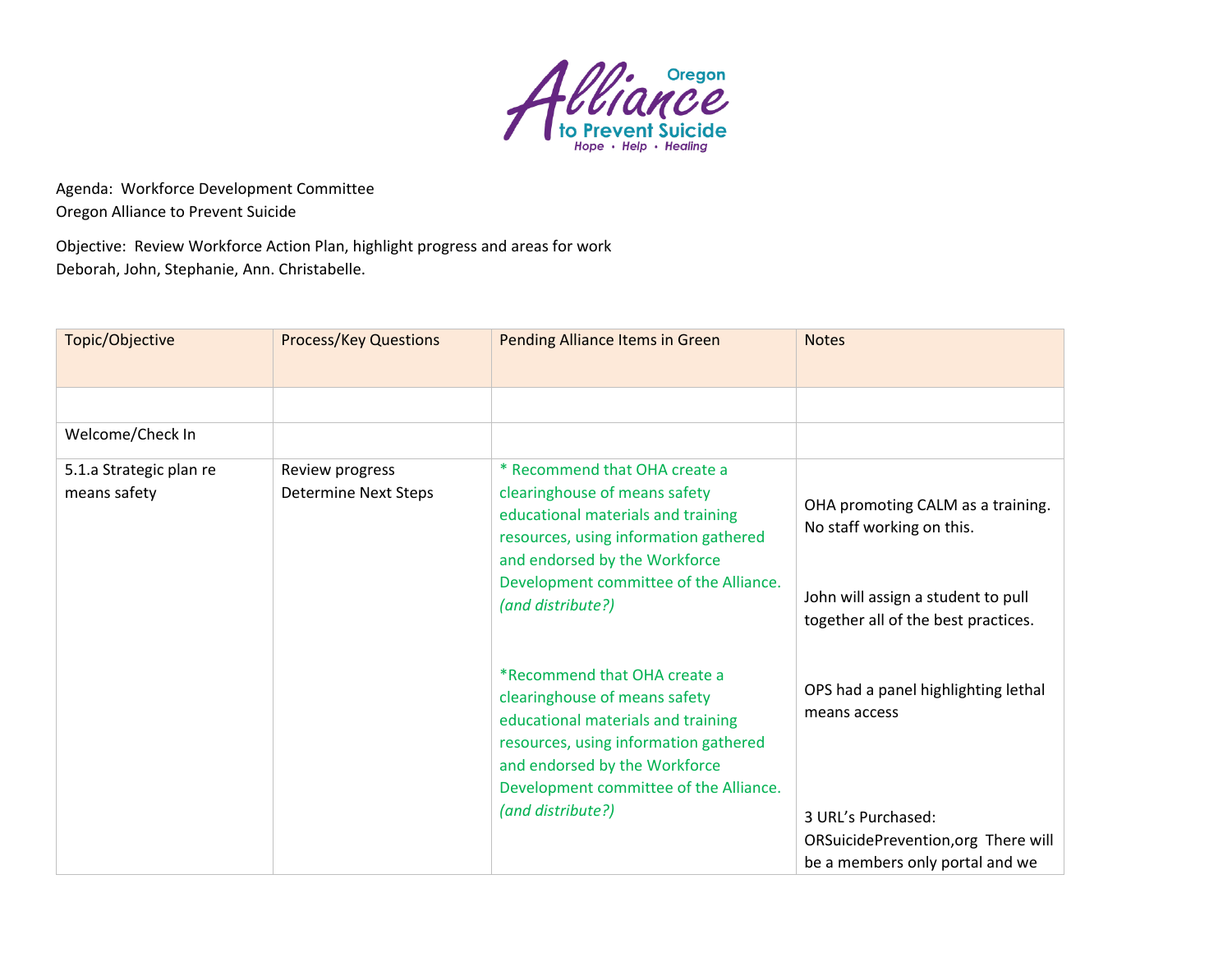Agenda: Workforce Development Committee
Oregon Alliance to Prevent Suicide

Objective: Review Workforce Action Plan, highlight progress and areas for work
Deborah, John, Stephanie, Ann. Christabelle.

| Topic/Objective | Process/Key Questions | Pending Alliance Items in Green | Notes |
|---|---|---|---|
| | | | |
| Welcome/Check In | | | |
| 5.1.a Strategic plan re means safety | Review progress<br>Determine Next Steps | * Recommend that OHA create a clearinghouse of means safety educational materials and training resources, using information gathered and endorsed by the Workforce Development committee of the Alliance. *(and distribute?)*<br><br>*Recommend that OHA create a clearinghouse of means safety educational materials and training resources, using information gathered and endorsed by the Workforce Development committee of the Alliance. *(and distribute?)* | OHA promoting CALM as a training. No staff working on this.<br><br>John will assign a student to pull together all of the best practices.<br><br>OPS had a panel highlighting lethal means access<br><br>3 URL's Purchased: ORSuicidePrevention,org There will be a members only portal and we |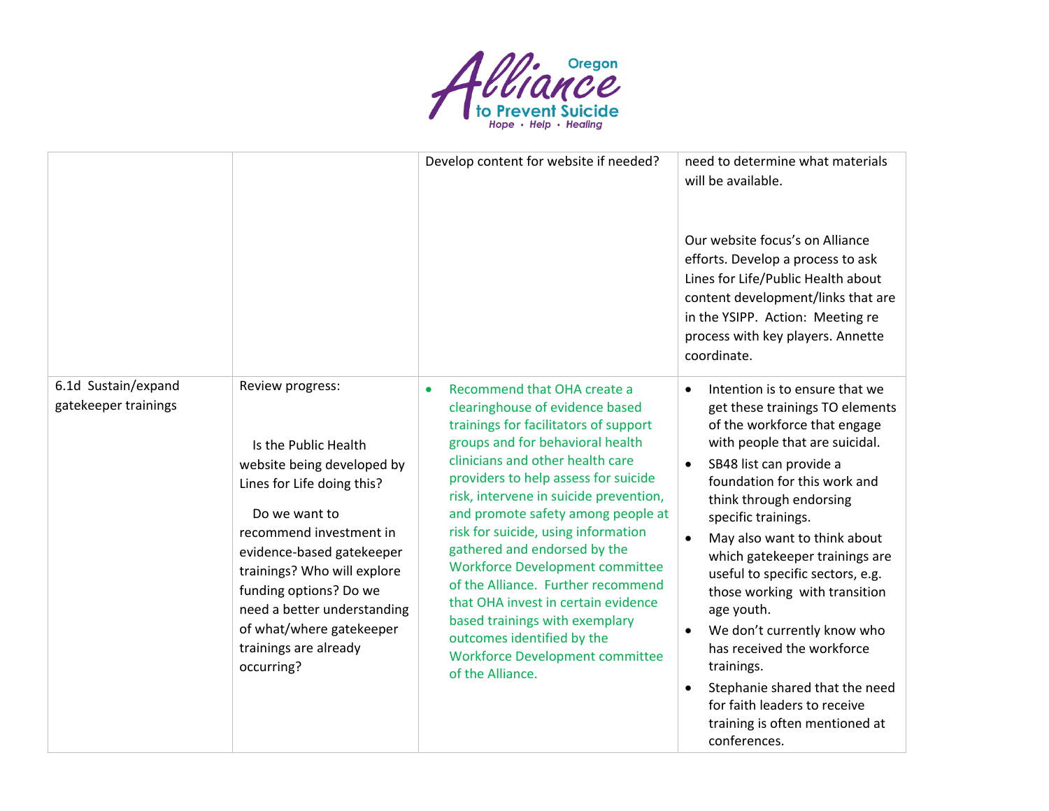| | | | |
|---|---|---|---|
| | | Develop content for website if needed? | need to determine what materials will be available.<br><br>Our website focus's on Alliance efforts. Develop a process to ask Lines for Life/Public Health about content development/links that are in the YSIPP. Action: Meeting re process with key players. Annette coordinate. |
| 6.1d Sustain/expand gatekeeper trainings | Review progress:<br><br>Is the Public Health website being developed by Lines for Life doing this?<br><br>Do we want to recommend investment in evidence-based gatekeeper trainings? Who will explore funding options? Do we need a better understanding of what/where gatekeeper trainings are already occurring? | • Recommend that OHA create a clearinghouse of evidence based trainings for facilitators of support groups and for behavioral health clinicians and other health care providers to help assess for suicide risk, intervene in suicide prevention, and promote safety among people at risk for suicide, using information gathered and endorsed by the Workforce Development committee of the Alliance. Further recommend that OHA invest in certain evidence based trainings with exemplary outcomes identified by the Workforce Development committee of the Alliance. | • Intention is to ensure that we get these trainings TO elements of the workforce that engage with people that are suicidal.<br>• SB48 list can provide a foundation for this work and think through endorsing specific trainings.<br>• May also want to think about which gatekeeper trainings are useful to specific sectors, e.g. those working with transition age youth.<br>• We don't currently know who has received the workforce trainings.<br>• Stephanie shared that the need for faith leaders to receive training is often mentioned at conferences. |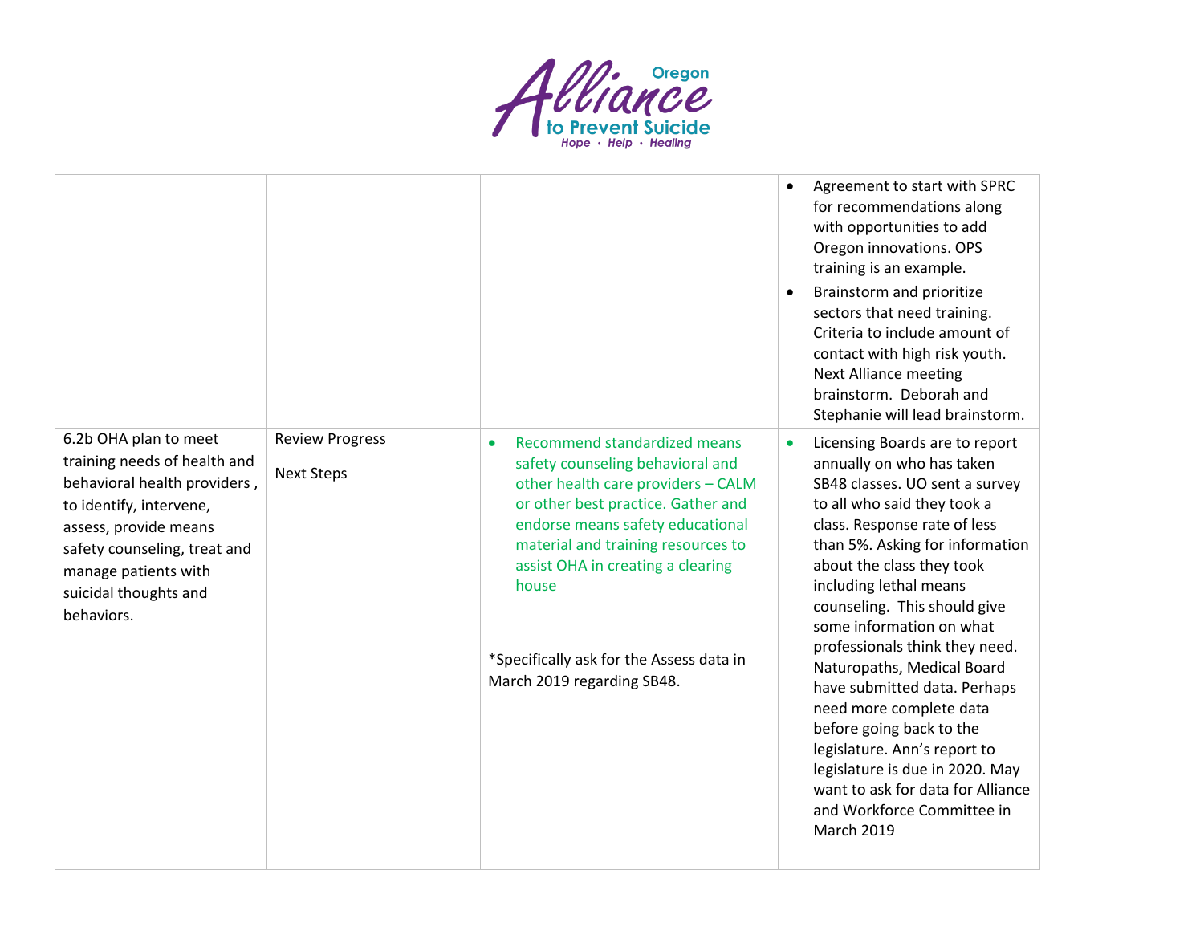| | | | |
|---|---|---|---|
| | | | • Agreement to start with SPRC for recommendations along with opportunities to add Oregon innovations. OPS training is an example.<br>• Brainstorm and prioritize sectors that need training. Criteria to include amount of contact with high risk youth. Next Alliance meeting brainstorm. Deborah and Stephanie will lead brainstorm. |
| 6.2b OHA plan to meet training needs of health and behavioral health providers , to identify, intervene, assess, provide means safety counseling, treat and manage patients with suicidal thoughts and behaviors. | Review Progress<br><br>Next Steps | • Recommend standardized means safety counseling behavioral and other health care providers – CALM or other best practice. Gather and endorse means safety educational material and training resources to assist OHA in creating a clearing house<br><br>*Specifically ask for the Assess data in March 2019 regarding SB48. | • Licensing Boards are to report annually on who has taken SB48 classes. UO sent a survey to all who said they took a class. Response rate of less than 5%. Asking for information about the class they took including lethal means counseling. This should give some information on what professionals think they need. Naturopaths, Medical Board have submitted data. Perhaps need more complete data before going back to the legislature. Ann's report to legislature is due in 2020. May want to ask for data for Alliance and Workforce Committee in March 2019 |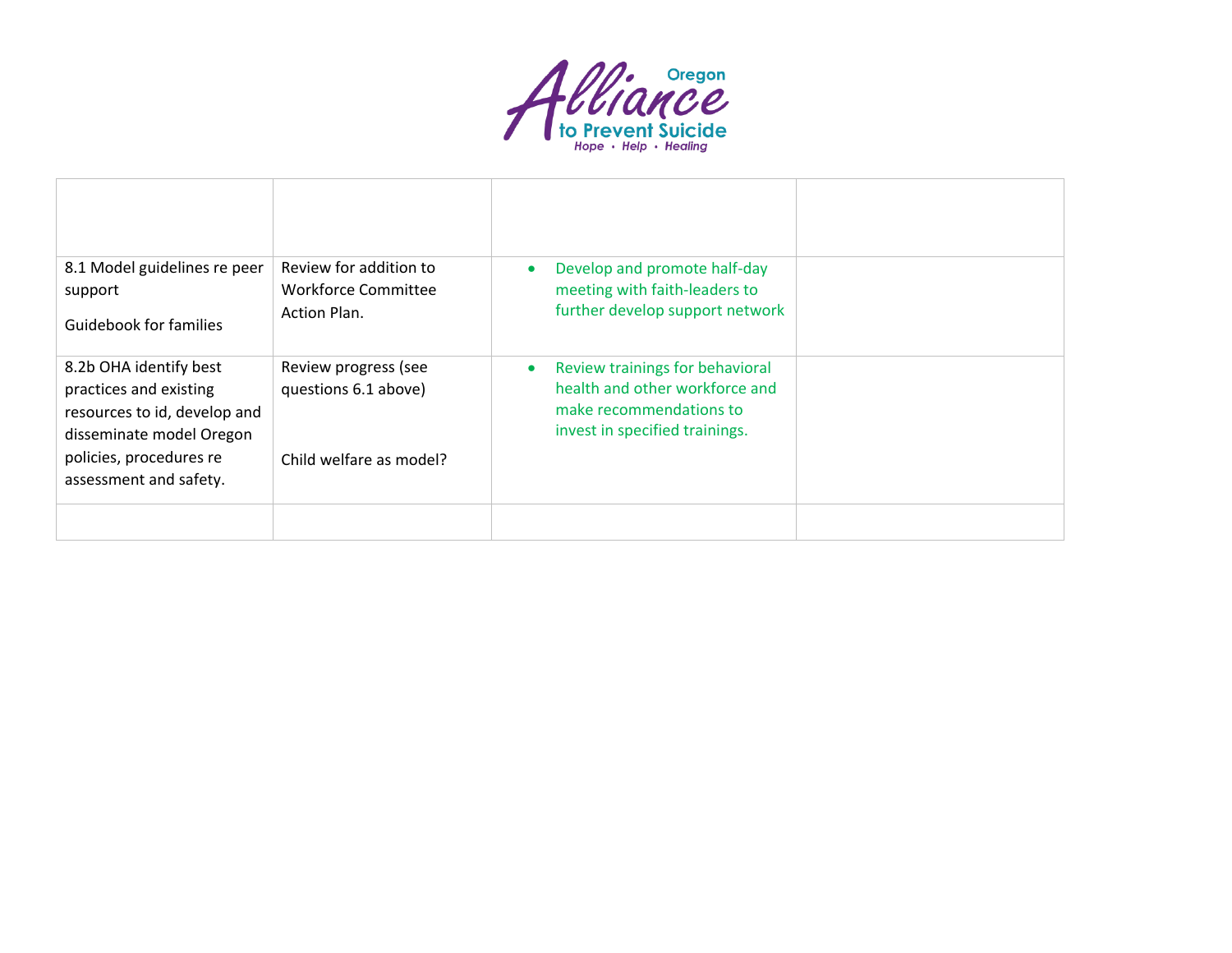| | | | |
|---|---|---|---|
| | | | |
| 8.1 Model guidelines re peer support<br><br>Guidebook for families | Review for addition to Workforce Committee Action Plan. | • Develop and promote half-day meeting with faith-leaders to further develop support network | |
| 8.2b OHA identify best practices and existing resources to id, develop and disseminate model Oregon policies, procedures re assessment and safety. | Review progress (see questions 6.1 above)<br><br>Child welfare as model? | • Review trainings for behavioral health and other workforce and make recommendations to invest in specified trainings. | |
| | | | |